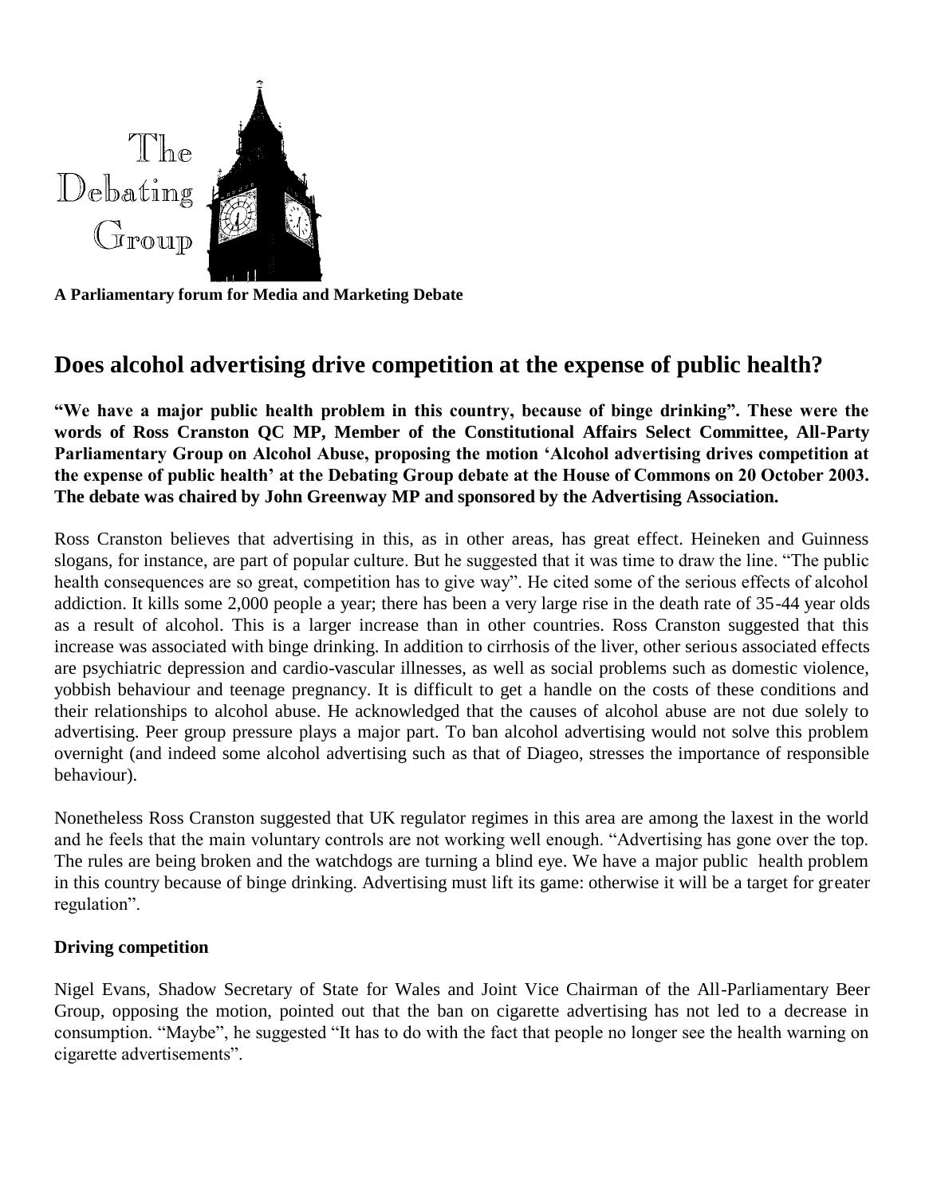The Debating Group

**A Parliamentary forum for Media and Marketing Debate**

## Does alcohol advertising drive competition at the expense of public health?

**"We have a major public health problem in this country, because of binge drinking". These were the words of Ross Cranston QC MP, Member of the Constitutional Affairs Select Committee, All-Party Parliamentary Group on Alcohol Abuse, proposing the motion 'Alcohol advertising drives competition at the expense of public health' at the Debating Group debate at the House of Commons on 20 October 2003. The debate was chaired by John Greenway MP and sponsored by the Advertising Association.**

Ross Cranston believes that advertising in this, as in other areas, has great effect. Heineken and Guinness slogans, for instance, are part of popular culture. But he suggested that it was time to draw the line. "The public health consequences are so great, competition has to give way". He cited some of the serious effects of alcohol addiction. It kills some 2,000 people a year; there has been a very large rise in the death rate of 35-44 year olds as a result of alcohol. This is a larger increase than in other countries. Ross Cranston suggested that this increase was associated with binge drinking. In addition to cirrhosis of the liver, other serious associated effects are psychiatric depression and cardio-vascular illnesses, as well as social problems such as domestic violence, yobbish behaviour and teenage pregnancy. It is difficult to get a handle on the costs of these conditions and their relationships to alcohol abuse. He acknowledged that the causes of alcohol abuse are not due solely to advertising. Peer group pressure plays a major part. To ban alcohol advertising would not solve this problem overnight (and indeed some alcohol advertising such as that of Diageo, stresses the importance of responsible behaviour).

Nonetheless Ross Cranston suggested that UK regulator regimes in this area are among the laxest in the world and he feels that the main voluntary controls are not working well enough. "Advertising has gone over the top. The rules are being broken and the watchdogs are turning a blind eye. We have a major public health problem in this country because of binge drinking. Advertising must lift its game: otherwise it will be a target for greater regulation".

### Driving competition

Nigel Evans, Shadow Secretary of State for Wales and Joint Vice Chairman of the All-Parliamentary Beer Group, opposing the motion, pointed out that the ban on cigarette advertising has not led to a decrease in consumption. "Maybe", he suggested "It has to do with the fact that people no longer see the health warning on cigarette advertisements".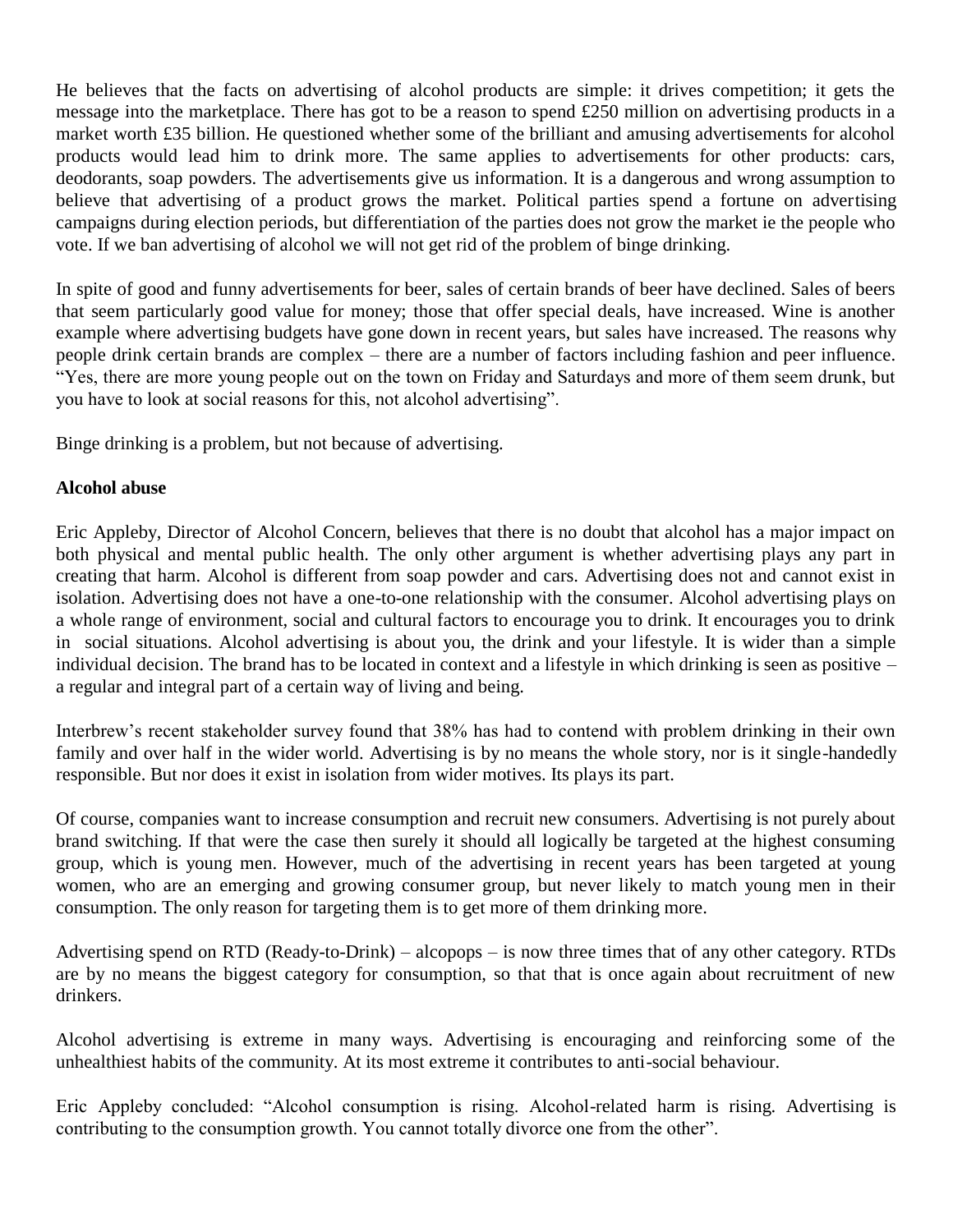He believes that the facts on advertising of alcohol products are simple: it drives competition; it gets the message into the marketplace. There has got to be a reason to spend £250 million on advertising products in a market worth £35 billion. He questioned whether some of the brilliant and amusing advertisements for alcohol products would lead him to drink more. The same applies to advertisements for other products: cars, deodorants, soap powders. The advertisements give us information. It is a dangerous and wrong assumption to believe that advertising of a product grows the market. Political parties spend a fortune on advertising campaigns during election periods, but differentiation of the parties does not grow the market ie the people who vote. If we ban advertising of alcohol we will not get rid of the problem of binge drinking.

In spite of good and funny advertisements for beer, sales of certain brands of beer have declined. Sales of beers that seem particularly good value for money; those that offer special deals, have increased. Wine is another example where advertising budgets have gone down in recent years, but sales have increased. The reasons why people drink certain brands are complex – there are a number of factors including fashion and peer influence. "Yes, there are more young people out on the town on Friday and Saturdays and more of them seem drunk, but you have to look at social reasons for this, not alcohol advertising".

Binge drinking is a problem, but not because of advertising.

**Alcohol abuse**

Eric Appleby, Director of Alcohol Concern, believes that there is no doubt that alcohol has a major impact on both physical and mental public health. The only other argument is whether advertising plays any part in creating that harm. Alcohol is different from soap powder and cars. Advertising does not and cannot exist in isolation. Advertising does not have a one-to-one relationship with the consumer. Alcohol advertising plays on a whole range of environment, social and cultural factors to encourage you to drink. It encourages you to drink in social situations. Alcohol advertising is about you, the drink and your lifestyle. It is wider than a simple individual decision. The brand has to be located in context and a lifestyle in which drinking is seen as positive – a regular and integral part of a certain way of living and being.

Interbrew's recent stakeholder survey found that 38% has had to contend with problem drinking in their own family and over half in the wider world. Advertising is by no means the whole story, nor is it single-handedly responsible. But nor does it exist in isolation from wider motives. Its plays its part.

Of course, companies want to increase consumption and recruit new consumers. Advertising is not purely about brand switching. If that were the case then surely it should all logically be targeted at the highest consuming group, which is young men. However, much of the advertising in recent years has been targeted at young women, who are an emerging and growing consumer group, but never likely to match young men in their consumption. The only reason for targeting them is to get more of them drinking more.

Advertising spend on RTD (Ready-to-Drink) – alcopops – is now three times that of any other category. RTDs are by no means the biggest category for consumption, so that that is once again about recruitment of new drinkers.

Alcohol advertising is extreme in many ways. Advertising is encouraging and reinforcing some of the unhealthiest habits of the community. At its most extreme it contributes to anti-social behaviour.

Eric Appleby concluded: "Alcohol consumption is rising. Alcohol-related harm is rising. Advertising is contributing to the consumption growth. You cannot totally divorce one from the other".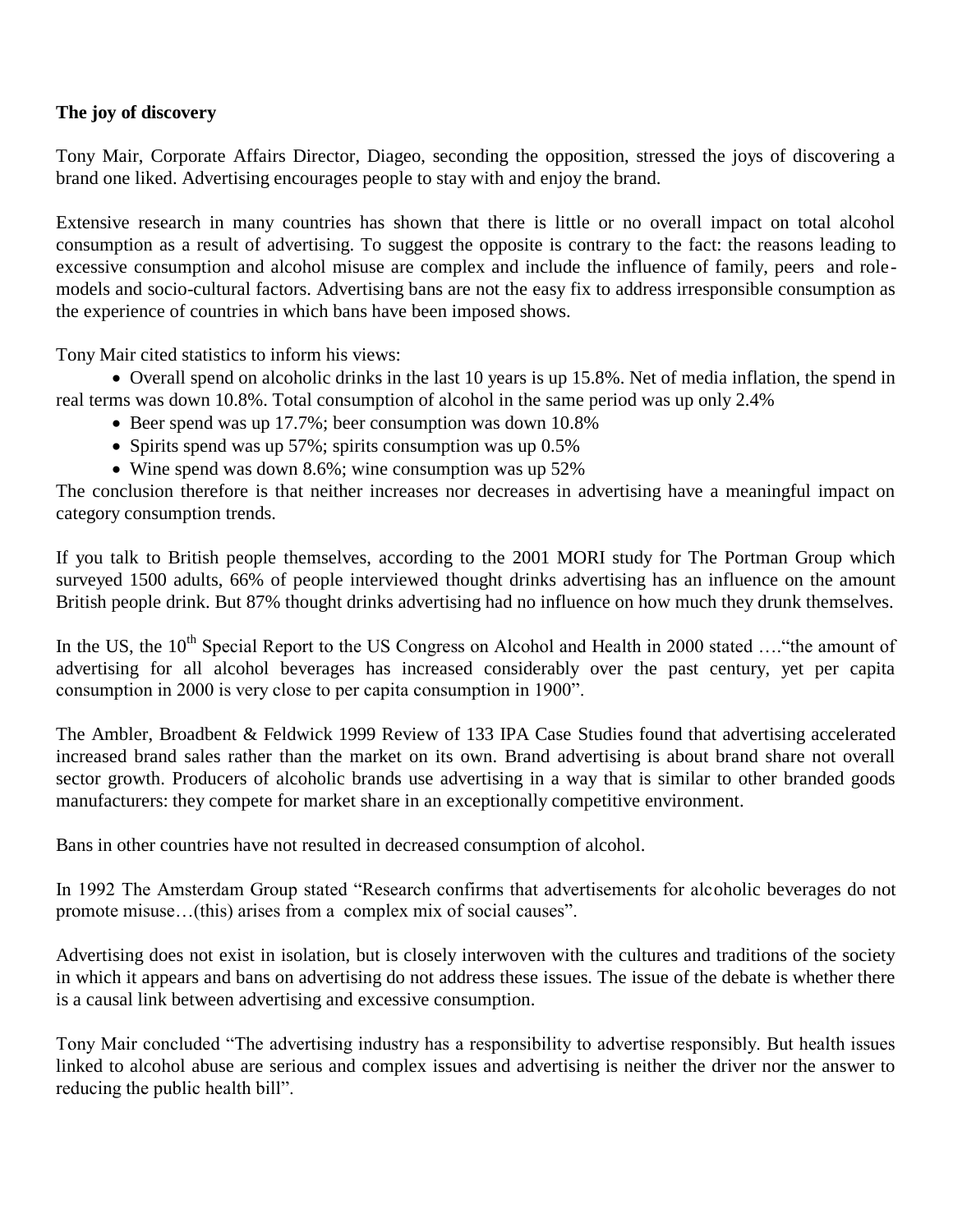**The joy of discovery**

Tony Mair, Corporate Affairs Director, Diageo, seconding the opposition, stressed the joys of discovering a brand one liked. Advertising encourages people to stay with and enjoy the brand.

Extensive research in many countries has shown that there is little or no overall impact on total alcohol consumption as a result of advertising. To suggest the opposite is contrary to the fact: the reasons leading to excessive consumption and alcohol misuse are complex and include the influence of family, peers and role-models and socio-cultural factors. Advertising bans are not the easy fix to address irresponsible consumption as the experience of countries in which bans have been imposed shows.

Tony Mair cited statistics to inform his views:

- Overall spend on alcoholic drinks in the last 10 years is up 15.8%. Net of media inflation, the spend in real terms was down 10.8%. Total consumption of alcohol in the same period was up only 2.4%
- Beer spend was up 17.7%; beer consumption was down 10.8%
- Spirits spend was up 57%; spirits consumption was up 0.5%
- Wine spend was down 8.6%; wine consumption was up 52%

The conclusion therefore is that neither increases nor decreases in advertising have a meaningful impact on category consumption trends.

If you talk to British people themselves, according to the 2001 MORI study for The Portman Group which surveyed 1500 adults, 66% of people interviewed thought drinks advertising has an influence on the amount British people drink. But 87% thought drinks advertising had no influence on how much they drunk themselves.

In the US, the 10th Special Report to the US Congress on Alcohol and Health in 2000 stated ….“the amount of advertising for all alcohol beverages has increased considerably over the past century, yet per capita consumption in 2000 is very close to per capita consumption in 1900”.

The Ambler, Broadbent & Feldwick 1999 Review of 133 IPA Case Studies found that advertising accelerated increased brand sales rather than the market on its own. Brand advertising is about brand share not overall sector growth. Producers of alcoholic brands use advertising in a way that is similar to other branded goods manufacturers: they compete for market share in an exceptionally competitive environment.

Bans in other countries have not resulted in decreased consumption of alcohol.

In 1992 The Amsterdam Group stated “Research confirms that advertisements for alcoholic beverages do not promote misuse…(this) arises from a complex mix of social causes”.

Advertising does not exist in isolation, but is closely interwoven with the cultures and traditions of the society in which it appears and bans on advertising do not address these issues. The issue of the debate is whether there is a causal link between advertising and excessive consumption.

Tony Mair concluded “The advertising industry has a responsibility to advertise responsibly. But health issues linked to alcohol abuse are serious and complex issues and advertising is neither the driver nor the answer to reducing the public health bill”.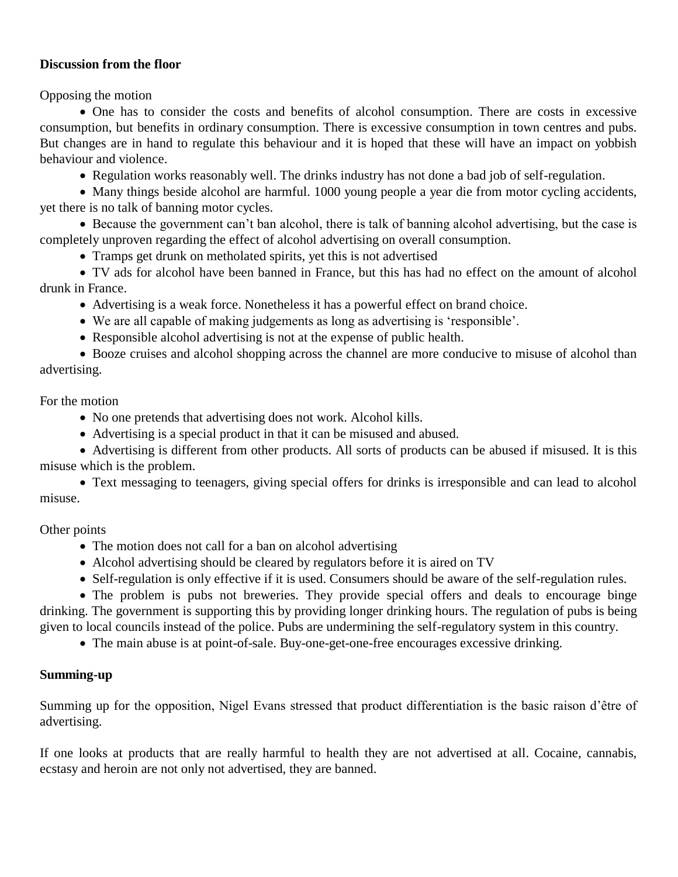**Discussion from the floor**

Opposing the motion

- One has to consider the costs and benefits of alcohol consumption. There are costs in excessive consumption, but benefits in ordinary consumption. There is excessive consumption in town centres and pubs. But changes are in hand to regulate this behaviour and it is hoped that these will have an impact on yobbish behaviour and violence.
- Regulation works reasonably well. The drinks industry has not done a bad job of self-regulation.
- Many things beside alcohol are harmful. 1000 young people a year die from motor cycling accidents, yet there is no talk of banning motor cycles.
- Because the government can't ban alcohol, there is talk of banning alcohol advertising, but the case is completely unproven regarding the effect of alcohol advertising on overall consumption.
- Tramps get drunk on metholated spirits, yet this is not advertised
- TV ads for alcohol have been banned in France, but this has had no effect on the amount of alcohol drunk in France.
- Advertising is a weak force. Nonetheless it has a powerful effect on brand choice.
- We are all capable of making judgements as long as advertising is 'responsible'.
- Responsible alcohol advertising is not at the expense of public health.
- Booze cruises and alcohol shopping across the channel are more conducive to misuse of alcohol than advertising.

For the motion

- No one pretends that advertising does not work. Alcohol kills.
- Advertising is a special product in that it can be misused and abused.
- Advertising is different from other products. All sorts of products can be abused if misused. It is this misuse which is the problem.
- Text messaging to teenagers, giving special offers for drinks is irresponsible and can lead to alcohol misuse.

Other points

- The motion does not call for a ban on alcohol advertising
- Alcohol advertising should be cleared by regulators before it is aired on TV
- Self-regulation is only effective if it is used. Consumers should be aware of the self-regulation rules.
- The problem is pubs not breweries. They provide special offers and deals to encourage binge drinking. The government is supporting this by providing longer drinking hours. The regulation of pubs is being given to local councils instead of the police. Pubs are undermining the self-regulatory system in this country.
- The main abuse is at point-of-sale. Buy-one-get-one-free encourages excessive drinking.

**Summing-up**

Summing up for the opposition, Nigel Evans stressed that product differentiation is the basic raison d'être of advertising.

If one looks at products that are really harmful to health they are not advertised at all. Cocaine, cannabis, ecstasy and heroin are not only not advertised, they are banned.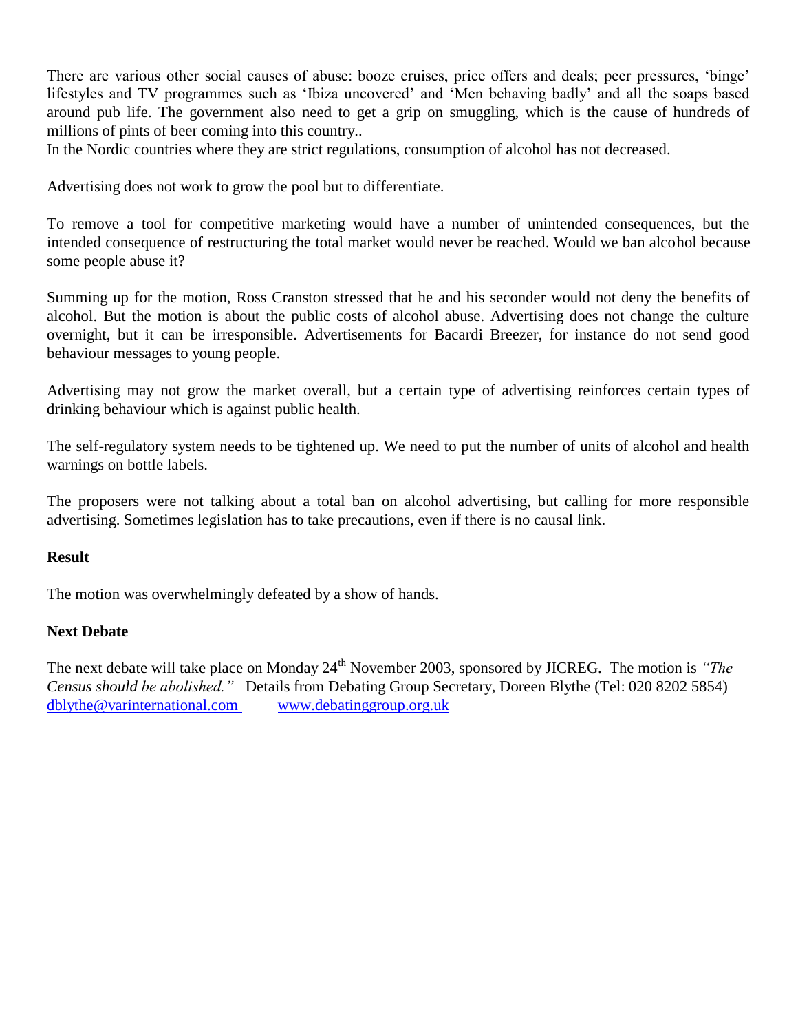There are various other social causes of abuse: booze cruises, price offers and deals; peer pressures, 'binge' lifestyles and TV programmes such as 'Ibiza uncovered' and 'Men behaving badly' and all the soaps based around pub life. The government also need to get a grip on smuggling, which is the cause of hundreds of millions of pints of beer coming into this country..
In the Nordic countries where they are strict regulations, consumption of alcohol has not decreased.

Advertising does not work to grow the pool but to differentiate.

To remove a tool for competitive marketing would have a number of unintended consequences, but the intended consequence of restructuring the total market would never be reached. Would we ban alcohol because some people abuse it?

Summing up for the motion, Ross Cranston stressed that he and his seconder would not deny the benefits of alcohol. But the motion is about the public costs of alcohol abuse. Advertising does not change the culture overnight, but it can be irresponsible. Advertisements for Bacardi Breezer, for instance do not send good behaviour messages to young people.

Advertising may not grow the market overall, but a certain type of advertising reinforces certain types of drinking behaviour which is against public health.

The self-regulatory system needs to be tightened up. We need to put the number of units of alcohol and health warnings on bottle labels.

The proposers were not talking about a total ban on alcohol advertising, but calling for more responsible advertising. Sometimes legislation has to take precautions, even if there is no causal link.

**Result**

The motion was overwhelmingly defeated by a show of hands.

**Next Debate**

The next debate will take place on Monday 24th November 2003, sponsored by JICREG. The motion is *"The Census should be abolished."* Details from Debating Group Secretary, Doreen Blythe (Tel: 020 8202 5854) dblythe@varinternational.com www.debatinggroup.org.uk